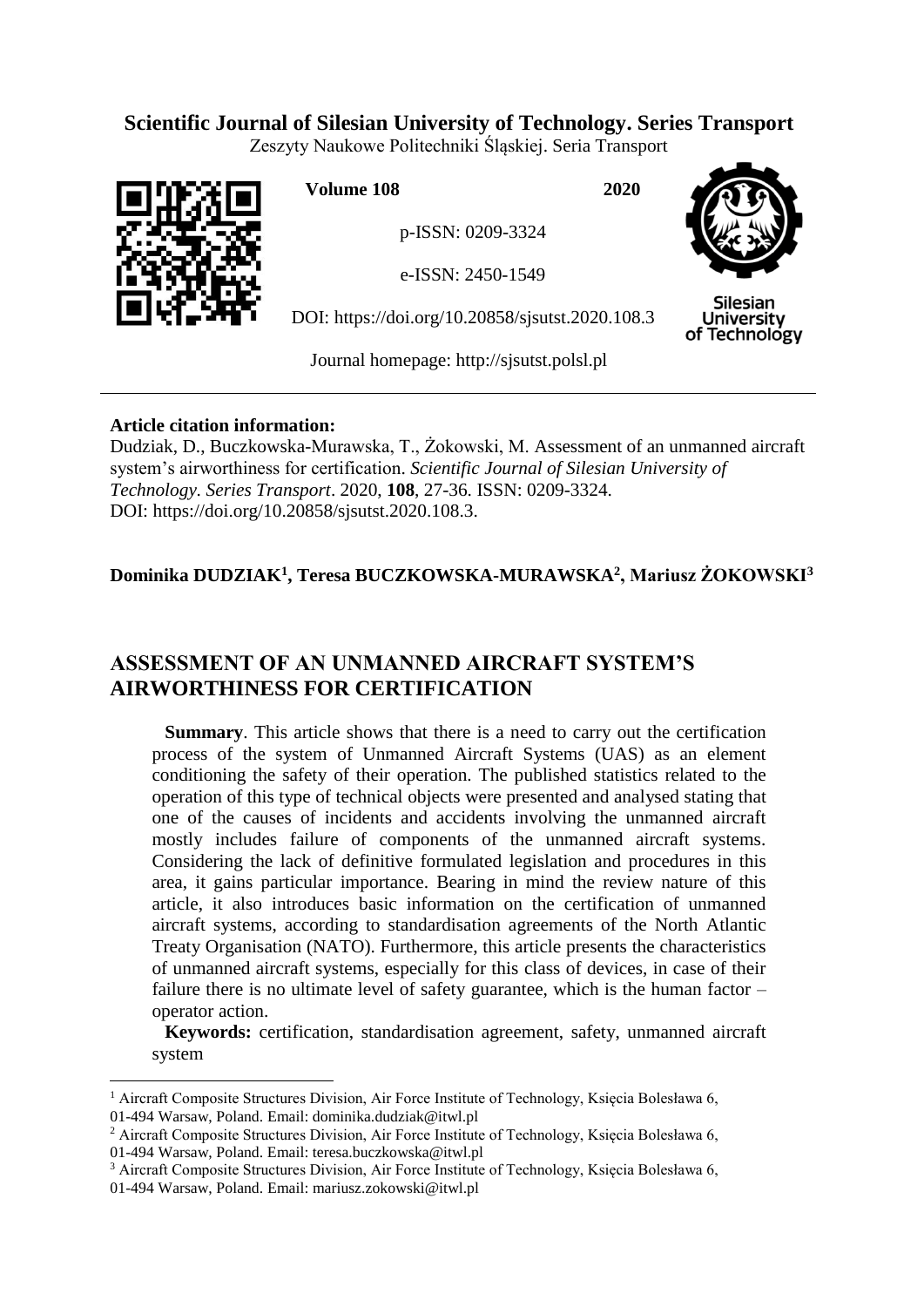**Scientific Journal of Silesian University of Technology. Series Transport**

Zeszyty Naukowe Politechniki Śląskiej. Seria Transport

**Volume 108** **2020**

p-ISSN: 0209-3324

e-ISSN: 2450-1549

DOI: https://doi.org/10.20858/sjsutst.2020.108.3

Journal homepage: http://sjsutst.polsl.pl

---

**Article citation information:**

Dudziak, D., Buczkowska-Murawska, T., Żokowski, M. Assessment of an unmanned aircraft system's airworthiness for certification. *Scientific Journal of Silesian University of Technology. Series Transport*. 2020, **108**, 27-36. ISSN: 0209-3324. DOI: https://doi.org/10.20858/sjsutst.2020.108.3.

**Dominika DUDZIAK[1], Teresa BUCZKOWSKA-MURAWSKA[2], Mariusz ŻOKOWSKI[3]**

# ASSESSMENT OF AN UNMANNED AIRCRAFT SYSTEM'S AIRWORTHINESS FOR CERTIFICATION

**Summary**. This article shows that there is a need to carry out the certification process of the system of Unmanned Aircraft Systems (UAS) as an element conditioning the safety of their operation. The published statistics related to the operation of this type of technical objects were presented and analysed stating that one of the causes of incidents and accidents involving the unmanned aircraft mostly includes failure of components of the unmanned aircraft systems. Considering the lack of definitive formulated legislation and procedures in this area, it gains particular importance. Bearing in mind the review nature of this article, it also introduces basic information on the certification of unmanned aircraft systems, according to standardisation agreements of the North Atlantic Treaty Organisation (NATO). Furthermore, this article presents the characteristics of unmanned aircraft systems, especially for this class of devices, in case of their failure there is no ultimate level of safety guarantee, which is the human factor – operator action.

**Keywords:** certification, standardisation agreement, safety, unmanned aircraft system

---

[1] Aircraft Composite Structures Division, Air Force Institute of Technology, Księcia Bolesława 6, 01-494 Warsaw, Poland. Email: dominika.dudziak@itwl.pl

[2] Aircraft Composite Structures Division, Air Force Institute of Technology, Księcia Bolesława 6, 01-494 Warsaw, Poland. Email: teresa.buczkowska@itwl.pl

[3] Aircraft Composite Structures Division, Air Force Institute of Technology, Księcia Bolesława 6, 01-494 Warsaw, Poland. Email: mariusz.zokowski@itwl.pl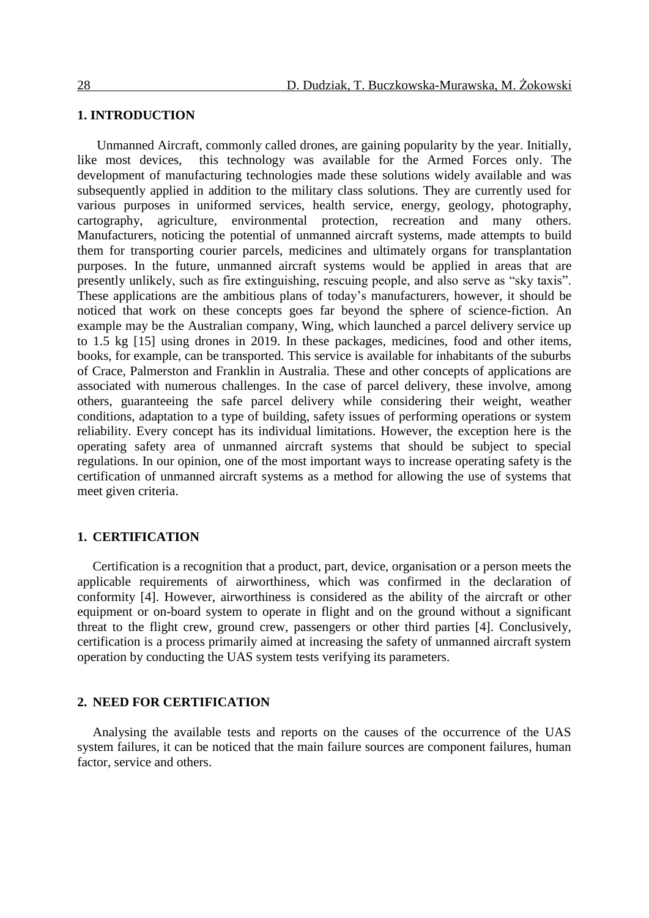## 1. INTRODUCTION

Unmanned Aircraft, commonly called drones, are gaining popularity by the year. Initially, like most devices, this technology was available for the Armed Forces only. The development of manufacturing technologies made these solutions widely available and was subsequently applied in addition to the military class solutions. They are currently used for various purposes in uniformed services, health service, energy, geology, photography, cartography, agriculture, environmental protection, recreation and many others. Manufacturers, noticing the potential of unmanned aircraft systems, made attempts to build them for transporting courier parcels, medicines and ultimately organs for transplantation purposes. In the future, unmanned aircraft systems would be applied in areas that are presently unlikely, such as fire extinguishing, rescuing people, and also serve as "sky taxis". These applications are the ambitious plans of today's manufacturers, however, it should be noticed that work on these concepts goes far beyond the sphere of science-fiction. An example may be the Australian company, Wing, which launched a parcel delivery service up to 1.5 kg [15] using drones in 2019. In these packages, medicines, food and other items, books, for example, can be transported. This service is available for inhabitants of the suburbs of Crace, Palmerston and Franklin in Australia. These and other concepts of applications are associated with numerous challenges. In the case of parcel delivery, these involve, among others, guaranteeing the safe parcel delivery while considering their weight, weather conditions, adaptation to a type of building, safety issues of performing operations or system reliability. Every concept has its individual limitations. However, the exception here is the operating safety area of unmanned aircraft systems that should be subject to special regulations. In our opinion, one of the most important ways to increase operating safety is the certification of unmanned aircraft systems as a method for allowing the use of systems that meet given criteria.

## 1. CERTIFICATION

Certification is a recognition that a product, part, device, organisation or a person meets the applicable requirements of airworthiness, which was confirmed in the declaration of conformity [4]. However, airworthiness is considered as the ability of the aircraft or other equipment or on-board system to operate in flight and on the ground without a significant threat to the flight crew, ground crew, passengers or other third parties [4]. Conclusively, certification is a process primarily aimed at increasing the safety of unmanned aircraft system operation by conducting the UAS system tests verifying its parameters.

## 2. NEED FOR CERTIFICATION

Analysing the available tests and reports on the causes of the occurrence of the UAS system failures, it can be noticed that the main failure sources are component failures, human factor, service and others.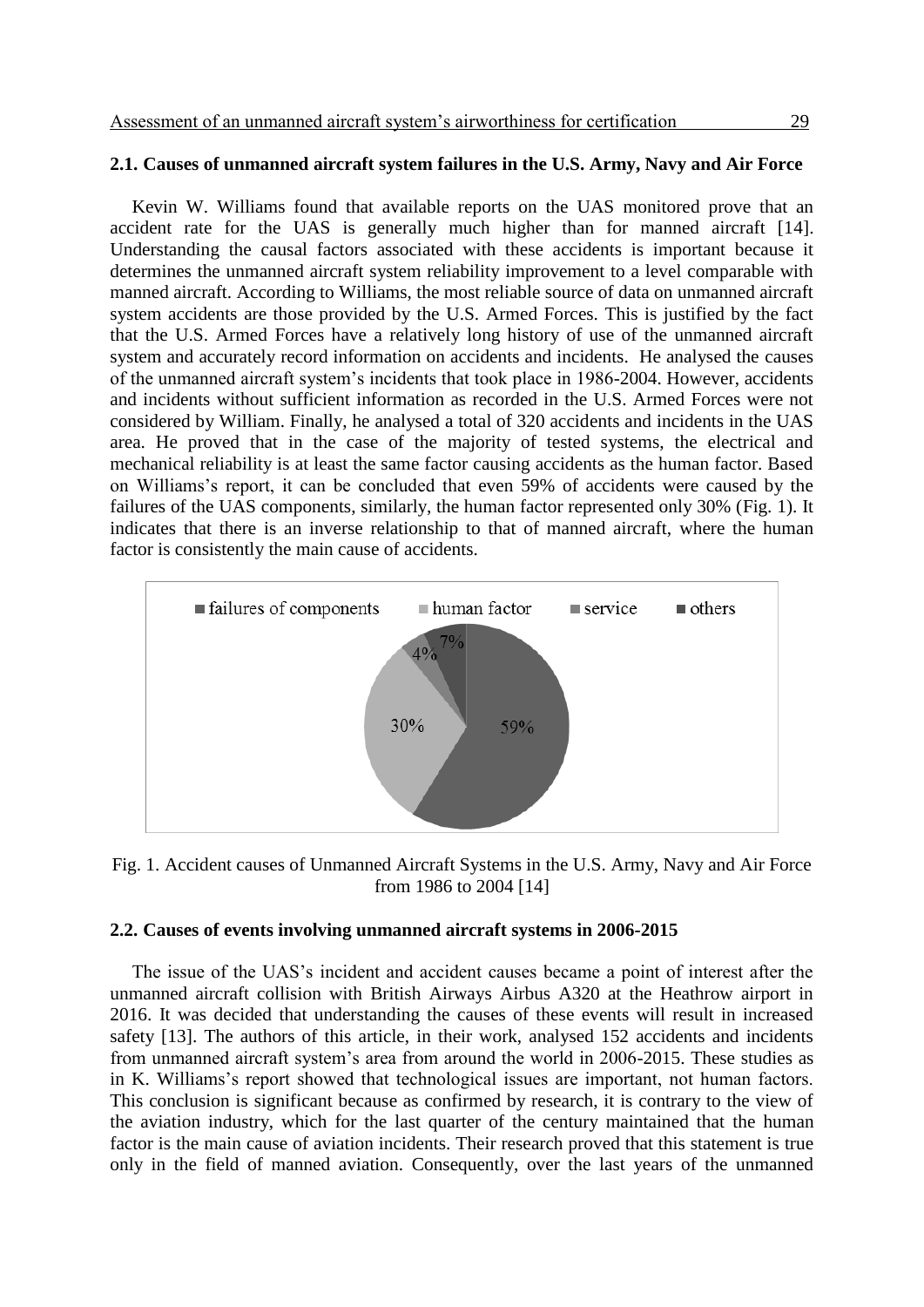### 2.1. Causes of unmanned aircraft system failures in the U.S. Army, Navy and Air Force

Kevin W. Williams found that available reports on the UAS monitored prove that an accident rate for the UAS is generally much higher than for manned aircraft [14]. Understanding the causal factors associated with these accidents is important because it determines the unmanned aircraft system reliability improvement to a level comparable with manned aircraft. According to Williams, the most reliable source of data on unmanned aircraft system accidents are those provided by the U.S. Armed Forces. This is justified by the fact that the U.S. Armed Forces have a relatively long history of use of the unmanned aircraft system and accurately record information on accidents and incidents. He analysed the causes of the unmanned aircraft system's incidents that took place in 1986-2004. However, accidents and incidents without sufficient information as recorded in the U.S. Armed Forces were not considered by William. Finally, he analysed a total of 320 accidents and incidents in the UAS area. He proved that in the case of the majority of tested systems, the electrical and mechanical reliability is at least the same factor causing accidents as the human factor. Based on Williams's report, it can be concluded that even 59% of accidents were caused by the failures of the UAS components, similarly, the human factor represented only 30% (Fig. 1). It indicates that there is an inverse relationship to that of manned aircraft, where the human factor is consistently the main cause of accidents.

Fig. 1. Accident causes of Unmanned Aircraft Systems in the U.S. Army, Navy and Air Force from 1986 to 2004 [14]

### 2.2. Causes of events involving unmanned aircraft systems in 2006-2015

The issue of the UAS's incident and accident causes became a point of interest after the unmanned aircraft collision with British Airways Airbus A320 at the Heathrow airport in 2016. It was decided that understanding the causes of these events will result in increased safety [13]. The authors of this article, in their work, analysed 152 accidents and incidents from unmanned aircraft system's area from around the world in 2006-2015. These studies as in K. Williams's report showed that technological issues are important, not human factors. This conclusion is significant because as confirmed by research, it is contrary to the view of the aviation industry, which for the last quarter of the century maintained that the human factor is the main cause of aviation incidents. Their research proved that this statement is true only in the field of manned aviation. Consequently, over the last years of the unmanned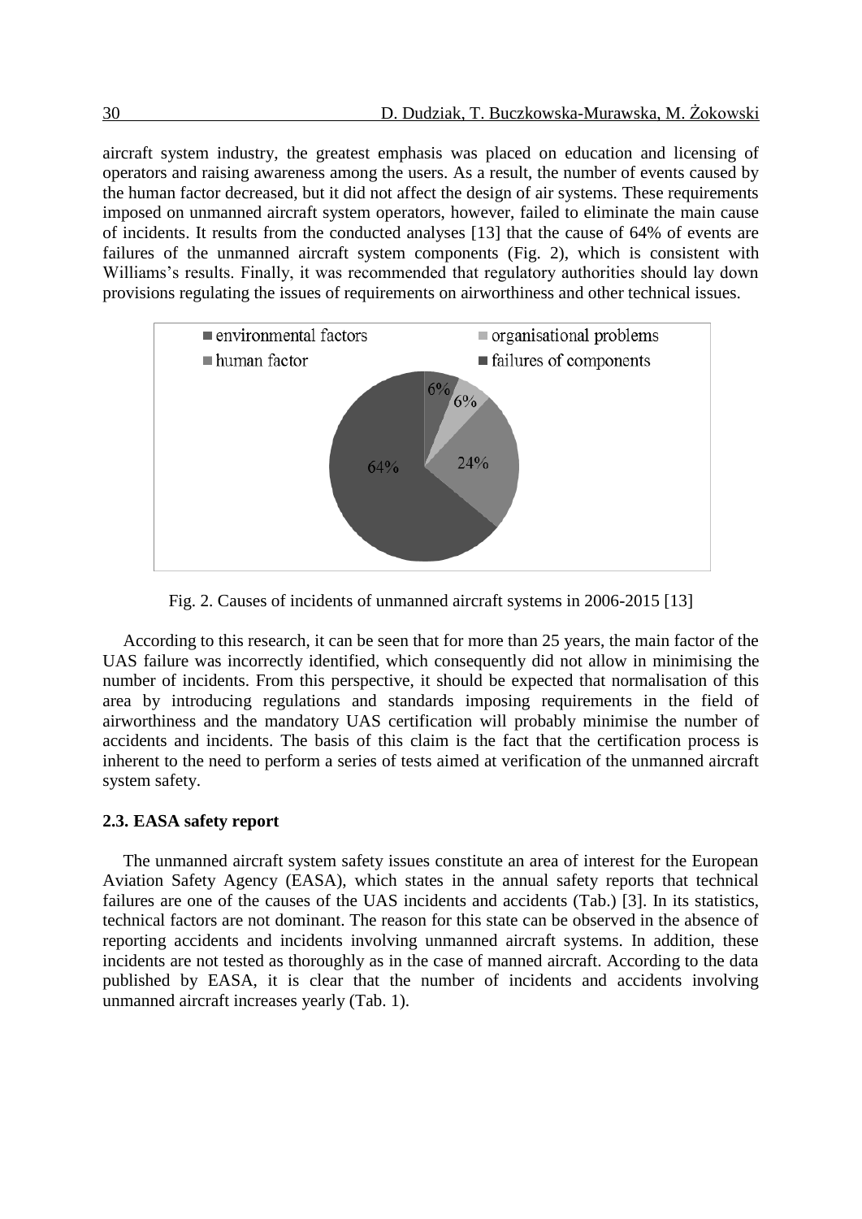aircraft system industry, the greatest emphasis was placed on education and licensing of operators and raising awareness among the users. As a result, the number of events caused by the human factor decreased, but it did not affect the design of air systems. These requirements imposed on unmanned aircraft system operators, however, failed to eliminate the main cause of incidents. It results from the conducted analyses [13] that the cause of 64% of events are failures of the unmanned aircraft system components (Fig. 2), which is consistent with Williams's results. Finally, it was recommended that regulatory authorities should lay down provisions regulating the issues of requirements on airworthiness and other technical issues.

Fig. 2. Causes of incidents of unmanned aircraft systems in 2006-2015 [13]

According to this research, it can be seen that for more than 25 years, the main factor of the UAS failure was incorrectly identified, which consequently did not allow in minimising the number of incidents. From this perspective, it should be expected that normalisation of this area by introducing regulations and standards imposing requirements in the field of airworthiness and the mandatory UAS certification will probably minimise the number of accidents and incidents. The basis of this claim is the fact that the certification process is inherent to the need to perform a series of tests aimed at verification of the unmanned aircraft system safety.

### 2.3. EASA safety report

The unmanned aircraft system safety issues constitute an area of interest for the European Aviation Safety Agency (EASA), which states in the annual safety reports that technical failures are one of the causes of the UAS incidents and accidents (Tab.) [3]. In its statistics, technical factors are not dominant. The reason for this state can be observed in the absence of reporting accidents and incidents involving unmanned aircraft systems. In addition, these incidents are not tested as thoroughly as in the case of manned aircraft. According to the data published by EASA, it is clear that the number of incidents and accidents involving unmanned aircraft increases yearly (Tab. 1).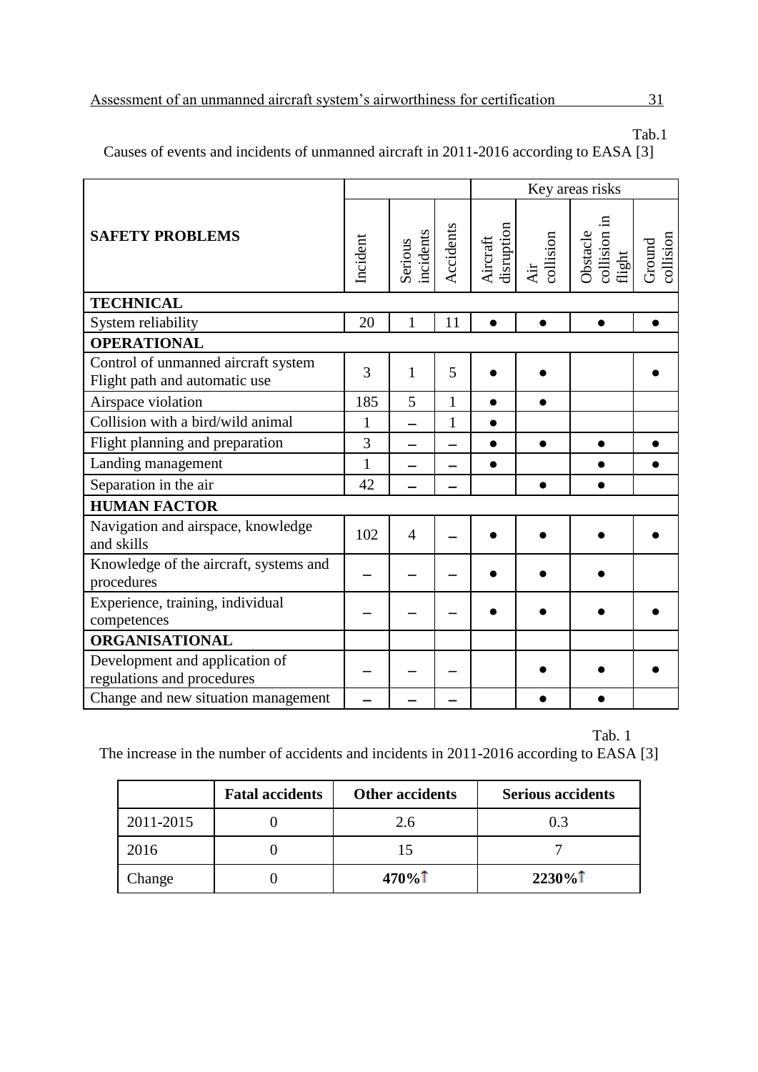Tab.1

Causes of events and incidents of unmanned aircraft in 2011-2016 according to EASA [3]

| SAFETY PROBLEMS | Incident | Serious incidents | Accidents | Key areas risks | | | |
|---|---|---|---|---|---|---|---|
| | | | | Aircraft disruption | Air collision | Obstacle collision in flight | Ground collision |
| **TECHNICAL** | | | | | | | |
| System reliability | 20 | 1 | 11 | ● | ● | ● | ● |
| **OPERATIONAL** | | | | | | | |
| Control of unmanned aircraft system Flight path and automatic use | 3 | 1 | 5 | ● | ● | | ● |
| Airspace violation | 185 | 5 | 1 | ● | ● | | |
| Collision with a bird/wild animal | 1 | – | 1 | ● | | | |
| Flight planning and preparation | 3 | – | – | ● | ● | ● | ● |
| Landing management | 1 | – | – | ● | | ● | ● |
| Separation in the air | 42 | – | – | | ● | ● | |
| **HUMAN FACTOR** | | | | | | | |
| Navigation and airspace, knowledge and skills | 102 | 4 | – | ● | ● | ● | ● |
| Knowledge of the aircraft, systems and procedures | – | – | – | ● | ● | ● | |
| Experience, training, individual competences | – | – | – | ● | ● | ● | ● |
| **ORGANISATIONAL** | | | | | | | |
| Development and application of regulations and procedures | – | – | – | | ● | ● | ● |
| Change and new situation management | – | – | – | | ● | ● | |

Tab. 1

The increase in the number of accidents and incidents in 2011-2016 according to EASA [3]

| | **Fatal accidents** | **Other accidents** | **Serious accidents** |
|---|---|---|---|
| 2011-2015 | 0 | 2.6 | 0.3 |
| 2016 | 0 | 15 | 7 |
| Change | 0 | **470%**↑ | **2230%**↑ |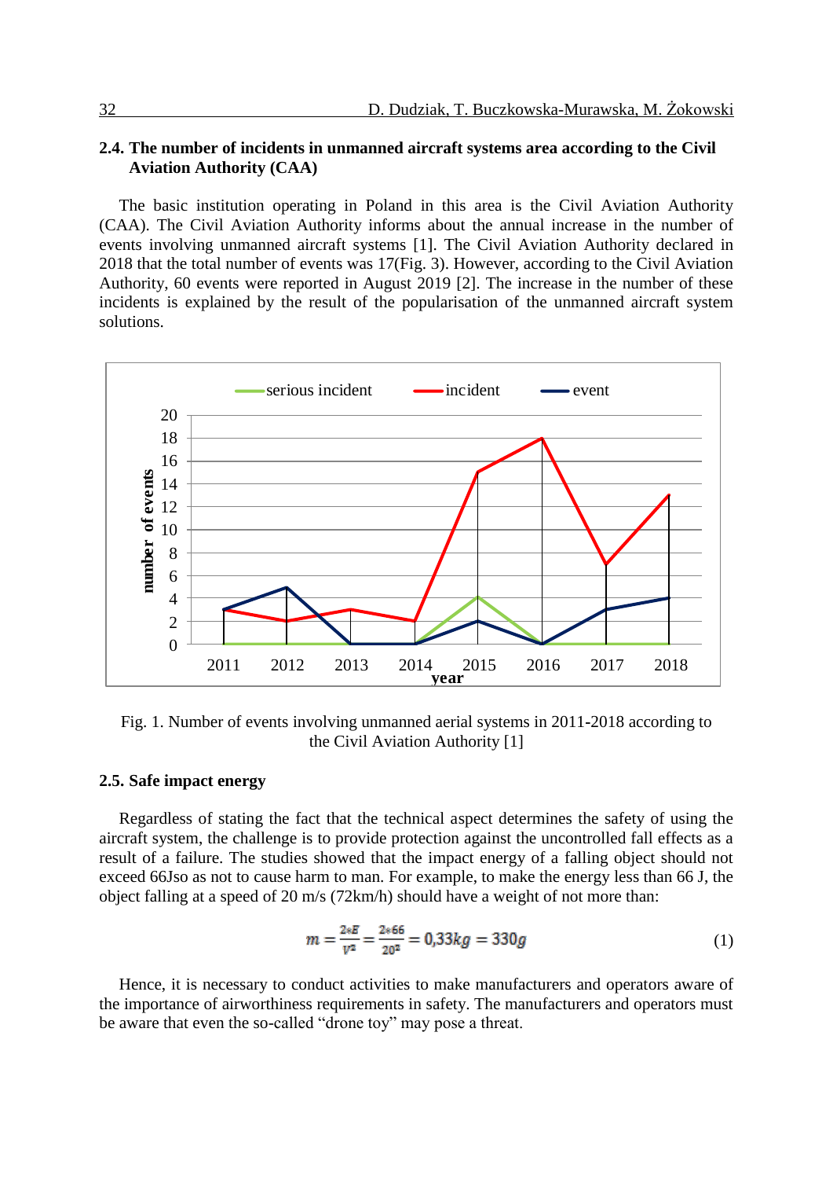## 2.4. The number of incidents in unmanned aircraft systems area according to the Civil Aviation Authority (CAA)

The basic institution operating in Poland in this area is the Civil Aviation Authority (CAA). The Civil Aviation Authority informs about the annual increase in the number of events involving unmanned aircraft systems [1]. The Civil Aviation Authority declared in 2018 that the total number of events was 17(Fig. 3). However, according to the Civil Aviation Authority, 60 events were reported in August 2019 [2]. The increase in the number of these incidents is explained by the result of the popularisation of the unmanned aircraft system solutions.

Fig. 1. Number of events involving unmanned aerial systems in 2011-2018 according to the Civil Aviation Authority [1]

## 2.5. Safe impact energy

Regardless of stating the fact that the technical aspect determines the safety of using the aircraft system, the challenge is to provide protection against the uncontrolled fall effects as a result of a failure. The studies showed that the impact energy of a falling object should not exceed 66Jso as not to cause harm to man. For example, to make the energy less than 66 J, the object falling at a speed of 20 m/s (72km/h) should have a weight of not more than:

$$m = \frac{2*E}{V^2} = \frac{2*66}{20^2} = 0{,}33kg = 330g \tag{1}$$

Hence, it is necessary to conduct activities to make manufacturers and operators aware of the importance of airworthiness requirements in safety. The manufacturers and operators must be aware that even the so-called “drone toy” may pose a threat.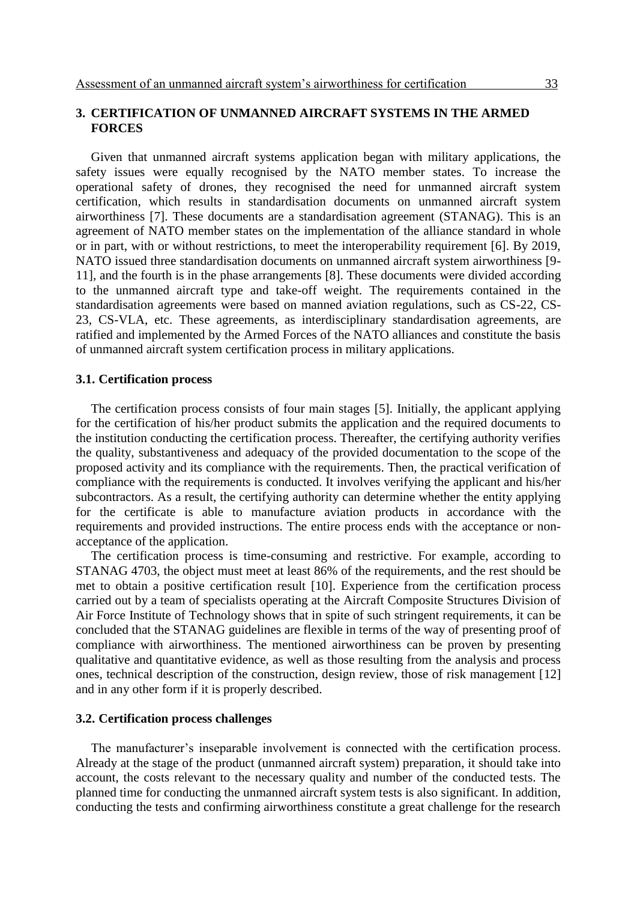## 3. CERTIFICATION OF UNMANNED AIRCRAFT SYSTEMS IN THE ARMED FORCES

Given that unmanned aircraft systems application began with military applications, the safety issues were equally recognised by the NATO member states. To increase the operational safety of drones, they recognised the need for unmanned aircraft system certification, which results in standardisation documents on unmanned aircraft system airworthiness [7]. These documents are a standardisation agreement (STANAG). This is an agreement of NATO member states on the implementation of the alliance standard in whole or in part, with or without restrictions, to meet the interoperability requirement [6]. By 2019, NATO issued three standardisation documents on unmanned aircraft system airworthiness [9-11], and the fourth is in the phase arrangements [8]. These documents were divided according to the unmanned aircraft type and take-off weight. The requirements contained in the standardisation agreements were based on manned aviation regulations, such as CS-22, CS-23, CS-VLA, etc. These agreements, as interdisciplinary standardisation agreements, are ratified and implemented by the Armed Forces of the NATO alliances and constitute the basis of unmanned aircraft system certification process in military applications.

### 3.1. Certification process

The certification process consists of four main stages [5]. Initially, the applicant applying for the certification of his/her product submits the application and the required documents to the institution conducting the certification process. Thereafter, the certifying authority verifies the quality, substantiveness and adequacy of the provided documentation to the scope of the proposed activity and its compliance with the requirements. Then, the practical verification of compliance with the requirements is conducted. It involves verifying the applicant and his/her subcontractors. As a result, the certifying authority can determine whether the entity applying for the certificate is able to manufacture aviation products in accordance with the requirements and provided instructions. The entire process ends with the acceptance or non-acceptance of the application.

The certification process is time-consuming and restrictive. For example, according to STANAG 4703, the object must meet at least 86% of the requirements, and the rest should be met to obtain a positive certification result [10]. Experience from the certification process carried out by a team of specialists operating at the Aircraft Composite Structures Division of Air Force Institute of Technology shows that in spite of such stringent requirements, it can be concluded that the STANAG guidelines are flexible in terms of the way of presenting proof of compliance with airworthiness. The mentioned airworthiness can be proven by presenting qualitative and quantitative evidence, as well as those resulting from the analysis and process ones, technical description of the construction, design review, those of risk management [12] and in any other form if it is properly described.

### 3.2. Certification process challenges

The manufacturer's inseparable involvement is connected with the certification process. Already at the stage of the product (unmanned aircraft system) preparation, it should take into account, the costs relevant to the necessary quality and number of the conducted tests. The planned time for conducting the unmanned aircraft system tests is also significant. In addition, conducting the tests and confirming airworthiness constitute a great challenge for the research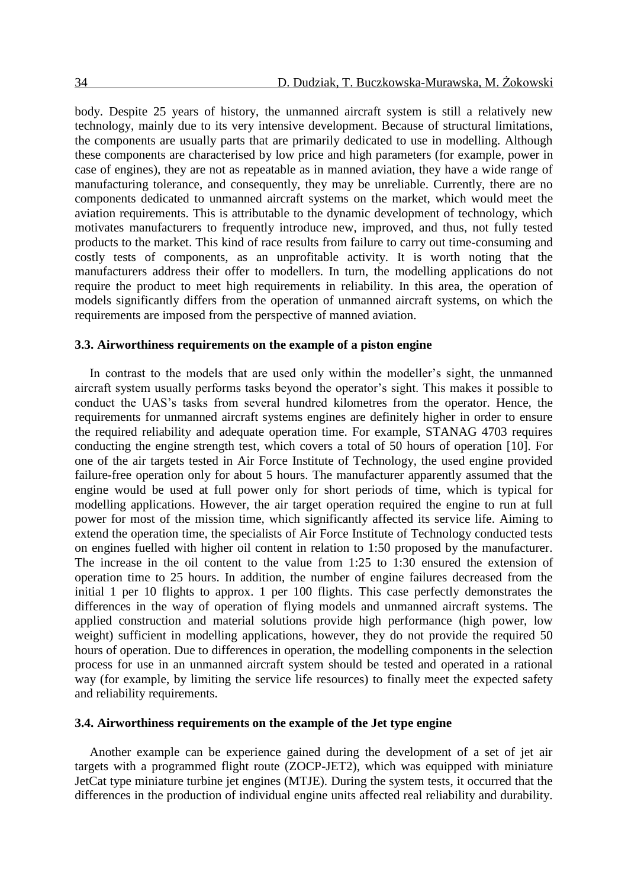body. Despite 25 years of history, the unmanned aircraft system is still a relatively new technology, mainly due to its very intensive development. Because of structural limitations, the components are usually parts that are primarily dedicated to use in modelling. Although these components are characterised by low price and high parameters (for example, power in case of engines), they are not as repeatable as in manned aviation, they have a wide range of manufacturing tolerance, and consequently, they may be unreliable. Currently, there are no components dedicated to unmanned aircraft systems on the market, which would meet the aviation requirements. This is attributable to the dynamic development of technology, which motivates manufacturers to frequently introduce new, improved, and thus, not fully tested products to the market. This kind of race results from failure to carry out time-consuming and costly tests of components, as an unprofitable activity. It is worth noting that the manufacturers address their offer to modellers. In turn, the modelling applications do not require the product to meet high requirements in reliability. In this area, the operation of models significantly differs from the operation of unmanned aircraft systems, on which the requirements are imposed from the perspective of manned aviation.

### 3.3. Airworthiness requirements on the example of a piston engine

In contrast to the models that are used only within the modeller's sight, the unmanned aircraft system usually performs tasks beyond the operator's sight. This makes it possible to conduct the UAS's tasks from several hundred kilometres from the operator. Hence, the requirements for unmanned aircraft systems engines are definitely higher in order to ensure the required reliability and adequate operation time. For example, STANAG 4703 requires conducting the engine strength test, which covers a total of 50 hours of operation [10]. For one of the air targets tested in Air Force Institute of Technology, the used engine provided failure-free operation only for about 5 hours. The manufacturer apparently assumed that the engine would be used at full power only for short periods of time, which is typical for modelling applications. However, the air target operation required the engine to run at full power for most of the mission time, which significantly affected its service life. Aiming to extend the operation time, the specialists of Air Force Institute of Technology conducted tests on engines fuelled with higher oil content in relation to 1:50 proposed by the manufacturer. The increase in the oil content to the value from 1:25 to 1:30 ensured the extension of operation time to 25 hours. In addition, the number of engine failures decreased from the initial 1 per 10 flights to approx. 1 per 100 flights. This case perfectly demonstrates the differences in the way of operation of flying models and unmanned aircraft systems. The applied construction and material solutions provide high performance (high power, low weight) sufficient in modelling applications, however, they do not provide the required 50 hours of operation. Due to differences in operation, the modelling components in the selection process for use in an unmanned aircraft system should be tested and operated in a rational way (for example, by limiting the service life resources) to finally meet the expected safety and reliability requirements.

### 3.4. Airworthiness requirements on the example of the Jet type engine

Another example can be experience gained during the development of a set of jet air targets with a programmed flight route (ZOCP-JET2), which was equipped with miniature JetCat type miniature turbine jet engines (MTJE). During the system tests, it occurred that the differences in the production of individual engine units affected real reliability and durability.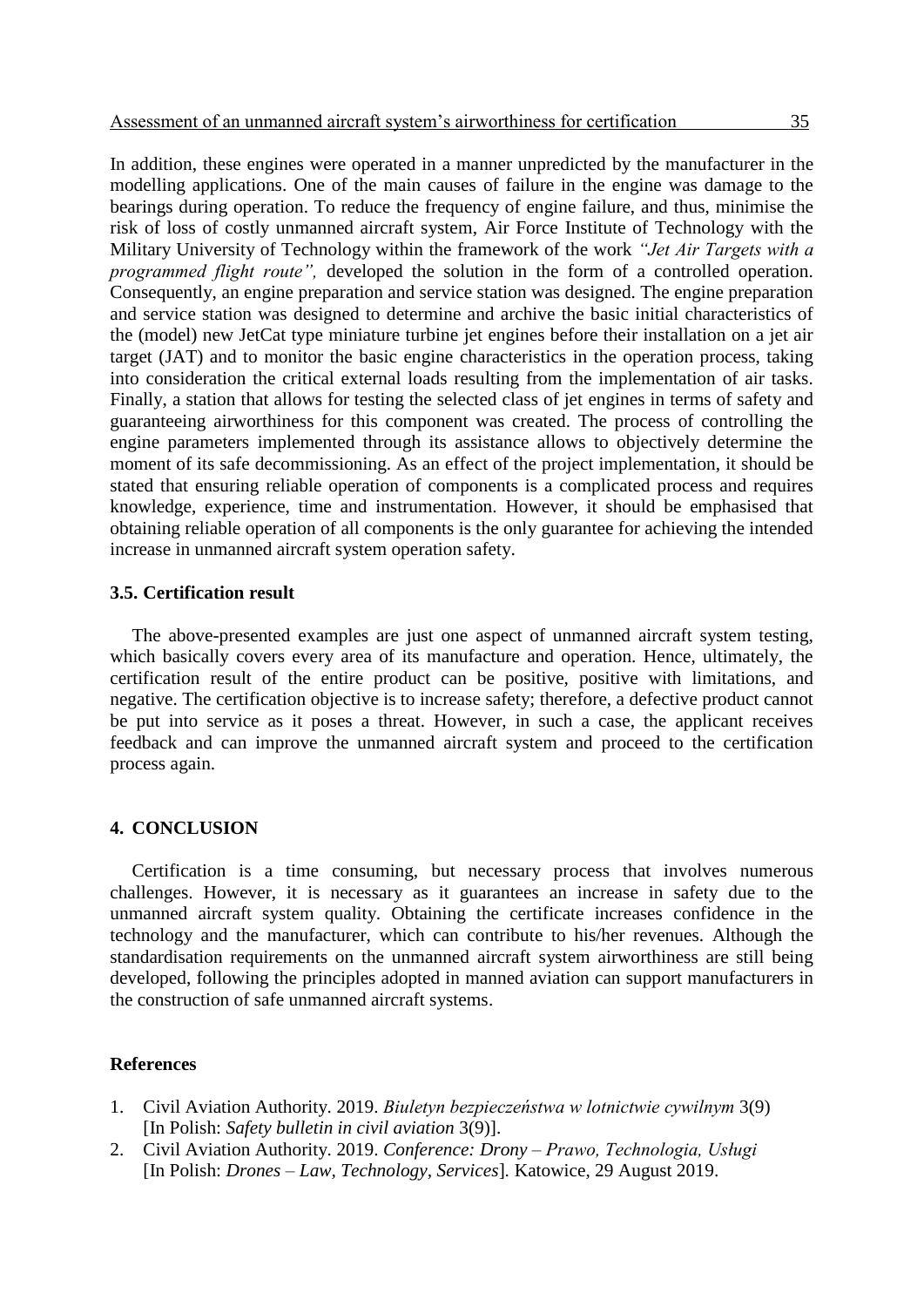In addition, these engines were operated in a manner unpredicted by the manufacturer in the modelling applications. One of the main causes of failure in the engine was damage to the bearings during operation. To reduce the frequency of engine failure, and thus, minimise the risk of loss of costly unmanned aircraft system, Air Force Institute of Technology with the Military University of Technology within the framework of the work *"Jet Air Targets with a programmed flight route",* developed the solution in the form of a controlled operation. Consequently, an engine preparation and service station was designed. The engine preparation and service station was designed to determine and archive the basic initial characteristics of the (model) new JetCat type miniature turbine jet engines before their installation on a jet air target (JAT) and to monitor the basic engine characteristics in the operation process, taking into consideration the critical external loads resulting from the implementation of air tasks. Finally, a station that allows for testing the selected class of jet engines in terms of safety and guaranteeing airworthiness for this component was created. The process of controlling the engine parameters implemented through its assistance allows to objectively determine the moment of its safe decommissioning. As an effect of the project implementation, it should be stated that ensuring reliable operation of components is a complicated process and requires knowledge, experience, time and instrumentation. However, it should be emphasised that obtaining reliable operation of all components is the only guarantee for achieving the intended increase in unmanned aircraft system operation safety.

### 3.5. Certification result

The above-presented examples are just one aspect of unmanned aircraft system testing, which basically covers every area of its manufacture and operation. Hence, ultimately, the certification result of the entire product can be positive, positive with limitations, and negative. The certification objective is to increase safety; therefore, a defective product cannot be put into service as it poses a threat. However, in such a case, the applicant receives feedback and can improve the unmanned aircraft system and proceed to the certification process again.

## 4. CONCLUSION

Certification is a time consuming, but necessary process that involves numerous challenges. However, it is necessary as it guarantees an increase in safety due to the unmanned aircraft system quality. Obtaining the certificate increases confidence in the technology and the manufacturer, which can contribute to his/her revenues. Although the standardisation requirements on the unmanned aircraft system airworthiness are still being developed, following the principles adopted in manned aviation can support manufacturers in the construction of safe unmanned aircraft systems.

## References

1. Civil Aviation Authority. 2019. *Biuletyn bezpieczeństwa w lotnictwie cywilnym* 3(9) [In Polish: *Safety bulletin in civil aviation* 3(9)].
2. Civil Aviation Authority. 2019. *Conference: Drony – Prawo, Technologia, Usługi* [In Polish: *Drones – Law, Technology, Services*]. Katowice, 29 August 2019.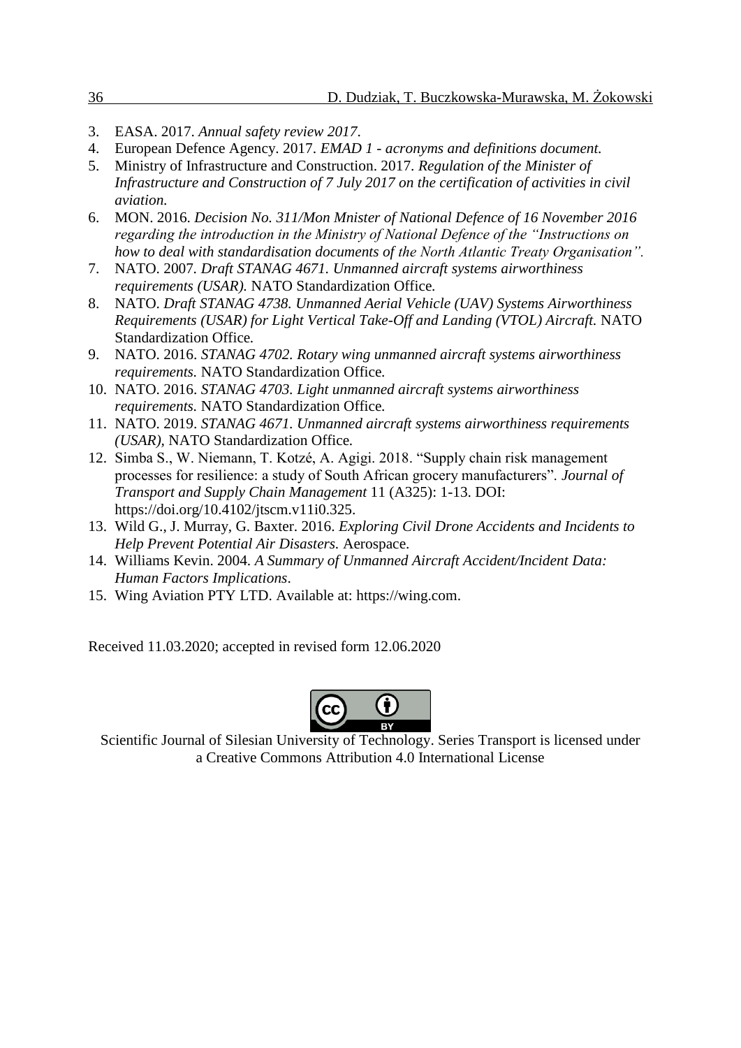3. EASA. 2017. *Annual safety review 2017*.
4. European Defence Agency. 2017. *EMAD 1 - acronyms and definitions document.*
5. Ministry of Infrastructure and Construction. 2017. *Regulation of the Minister of Infrastructure and Construction of 7 July 2017 on the certification of activities in civil aviation.*
6. MON. 2016. *Decision No. 311/Mon Mnister of National Defence of 16 November 2016 regarding the introduction in the Ministry of National Defence of the "Instructions on how to deal with standardisation documents of the North Atlantic Treaty Organisation".*
7. NATO. 2007. *Draft STANAG 4671. Unmanned aircraft systems airworthiness requirements (USAR).* NATO Standardization Office.
8. NATO. *Draft STANAG 4738. Unmanned Aerial Vehicle (UAV) Systems Airworthiness Requirements (USAR) for Light Vertical Take-Off and Landing (VTOL) Aircraft.* NATO Standardization Office.
9. NATO. 2016. *STANAG 4702. Rotary wing unmanned aircraft systems airworthiness requirements.* NATO Standardization Office.
10. NATO. 2016. *STANAG 4703. Light unmanned aircraft systems airworthiness requirements.* NATO Standardization Office.
11. NATO. 2019. *STANAG 4671. Unmanned aircraft systems airworthiness requirements (USAR),* NATO Standardization Office.
12. Simba S., W. Niemann, T. Kotzé, A. Agigi. 2018. "Supply chain risk management processes for resilience: a study of South African grocery manufacturers". *Journal of Transport and Supply Chain Management* 11 (A325): 1-13. DOI: https://doi.org/10.4102/jtscm.v11i0.325.
13. Wild G., J. Murray, G. Baxter. 2016. *Exploring Civil Drone Accidents and Incidents to Help Prevent Potential Air Disasters.* Aerospace.
14. Williams Kevin. 2004. *A Summary of Unmanned Aircraft Accident/Incident Data: Human Factors Implications*.
15. Wing Aviation PTY LTD. Available at: https://wing.com.

Received 11.03.2020; accepted in revised form 12.06.2020

Scientific Journal of Silesian University of Technology. Series Transport is licensed under a Creative Commons Attribution 4.0 International License